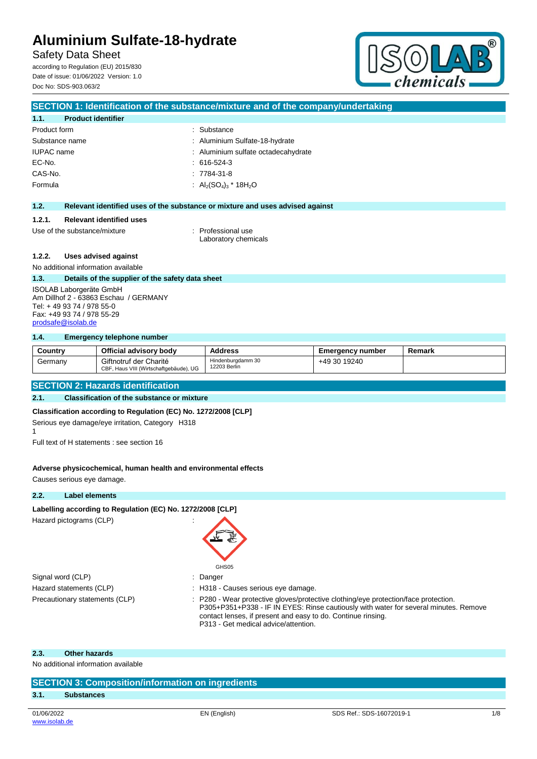# Aluminium Sulfate-18-hydrate

Safety Data Sheet

according to Regulation (EU) 2015/830

Date of issue: 01/06/2022 Version: 1.0

Doc No: SDS-903.063/2

## SECTION 1: Identification of the substance/mixture and of the company/undertaking

### 1.1. Product identifier

| | |
|---|---|
| Product form | : Substance |
| Substance name | : Aluminium Sulfate-18-hydrate |
| IUPAC name | : Aluminium sulfate octadecahydrate |
| EC-No. | : 616-524-3 |
| CAS-No. | : 7784-31-8 |
| Formula | : $Al_2(SO_4)_3$ * $18H_2O$ |

### 1.2. Relevant identified uses of the substance or mixture and uses advised against

#### 1.2.1. Relevant identified uses

Use of the substance/mixture : Professional use
Laboratory chemicals

#### 1.2.2. Uses advised against

No additional information available

### 1.3. Details of the supplier of the safety data sheet

ISOLAB Laborgeräte GmbH
Am Dillhof 2 - 63863 Eschau / GERMANY
Tel: + 49 93 74 / 978 55-0
Fax: +49 93 74 / 978 55-29
prodsafe@isolab.de

### 1.4. Emergency telephone number

| Country | Official advisory body | Address | Emergency number | Remark |
|---|---|---|---|---|
| Germany | Giftnotruf der Charité CBF, Haus VIII (Wirtschaftgebäude), UG | Hindenburgdamm 30 12203 Berlin | +49 30 19240 | |

## SECTION 2: Hazards identification

### 2.1. Classification of the substance or mixture

**Classification according to Regulation (EC) No. 1272/2008 [CLP]**

Serious eye damage/eye irritation, Category 1 H318

Full text of H statements : see section 16

**Adverse physicochemical, human health and environmental effects**

Causes serious eye damage.

### 2.2. Label elements

**Labelling according to Regulation (EC) No. 1272/2008 [CLP]**

Hazard pictograms (CLP) :

GHS05

| | |
|---|---|
| Signal word (CLP) | : Danger |
| Hazard statements (CLP) | : H318 - Causes serious eye damage. |
| Precautionary statements (CLP) | : P280 - Wear protective gloves/protective clothing/eye protection/face protection. P305+P351+P338 - IF IN EYES: Rinse cautiously with water for several minutes. Remove contact lenses, if present and easy to do. Continue rinsing. P313 - Get medical advice/attention. |

### 2.3. Other hazards

No additional information available

## SECTION 3: Composition/information on ingredients

### 3.1. Substances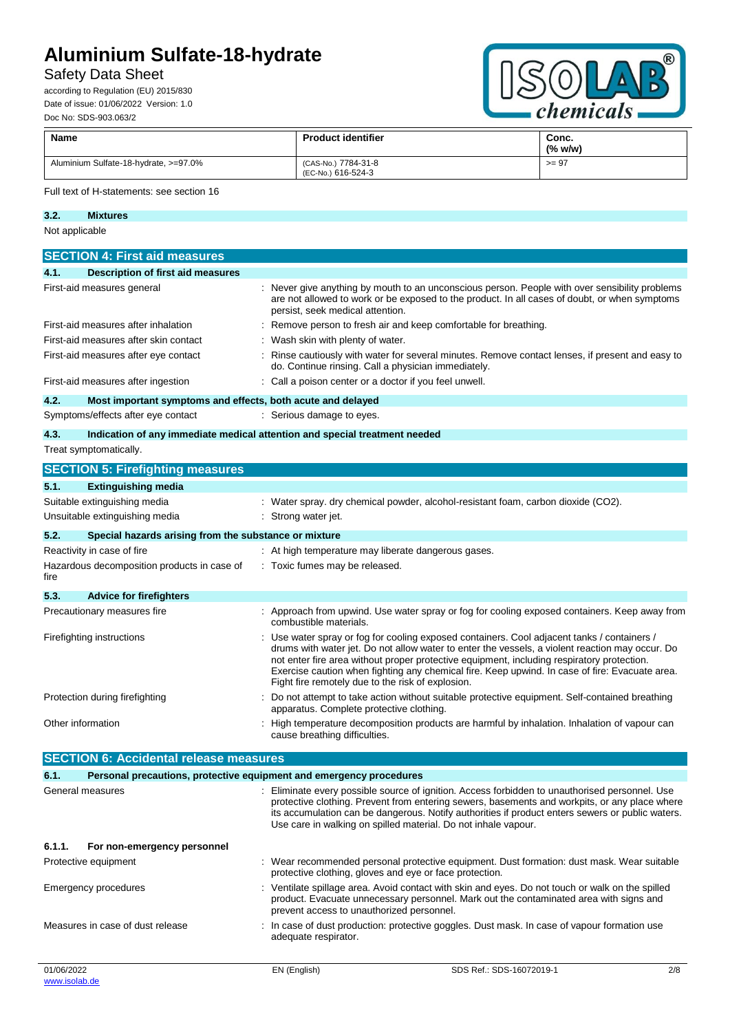| Name | Product identifier | Conc. (% w/w) |
|---|---|---|
| Aluminium Sulfate-18-hydrate, >=97.0% | (CAS-No.) 7784-31-8<br>(EC-No.) 616-524-3 | >= 97 |

Full text of H-statements: see section 16

### 3.2. Mixtures

Not applicable

## SECTION 4: First aid measures

### 4.1. Description of first aid measures

| | |
|---|---|
| First-aid measures general | : Never give anything by mouth to an unconscious person. People with over sensibility problems are not allowed to work or be exposed to the product. In all cases of doubt, or when symptoms persist, seek medical attention. |
| First-aid measures after inhalation | : Remove person to fresh air and keep comfortable for breathing. |
| First-aid measures after skin contact | : Wash skin with plenty of water. |
| First-aid measures after eye contact | : Rinse cautiously with water for several minutes. Remove contact lenses, if present and easy to do. Continue rinsing. Call a physician immediately. |
| First-aid measures after ingestion | : Call a poison center or a doctor if you feel unwell. |

### 4.2. Most important symptoms and effects, both acute and delayed

| | |
|---|---|
| Symptoms/effects after eye contact | : Serious damage to eyes. |

### 4.3. Indication of any immediate medical attention and special treatment needed

Treat symptomatically.

## SECTION 5: Firefighting measures

### 5.1. Extinguishing media

| | |
|---|---|
| Suitable extinguishing media | : Water spray. dry chemical powder, alcohol-resistant foam, carbon dioxide (CO2). |
| Unsuitable extinguishing media | : Strong water jet. |

### 5.2. Special hazards arising from the substance or mixture

| | |
|---|---|
| Reactivity in case of fire | : At high temperature may liberate dangerous gases. |
| Hazardous decomposition products in case of fire | : Toxic fumes may be released. |

### 5.3. Advice for firefighters

| | |
|---|---|
| Precautionary measures fire | : Approach from upwind. Use water spray or fog for cooling exposed containers. Keep away from combustible materials. |
| Firefighting instructions | : Use water spray or fog for cooling exposed containers. Cool adjacent tanks / containers / drums with water jet. Do not allow water to enter the vessels, a violent reaction may occur. Do not enter fire area without proper protective equipment, including respiratory protection. Exercise caution when fighting any chemical fire. Keep upwind. In case of fire: Evacuate area. Fight fire remotely due to the risk of explosion. |
| Protection during firefighting | : Do not attempt to take action without suitable protective equipment. Self-contained breathing apparatus. Complete protective clothing. |
| Other information | : High temperature decomposition products are harmful by inhalation. Inhalation of vapour can cause breathing difficulties. |

## SECTION 6: Accidental release measures

### 6.1. Personal precautions, protective equipment and emergency procedures

| | |
|---|---|
| General measures | : Eliminate every possible source of ignition. Access forbidden to unauthorised personnel. Use protective clothing. Prevent from entering sewers, basements and workpits, or any place where its accumulation can be dangerous. Notify authorities if product enters sewers or public waters. Use care in walking on spilled material. Do not inhale vapour. |

#### 6.1.1. For non-emergency personnel

| | |
|---|---|
| Protective equipment | : Wear recommended personal protective equipment. Dust formation: dust mask. Wear suitable protective clothing, gloves and eye or face protection. |
| Emergency procedures | : Ventilate spillage area. Avoid contact with skin and eyes. Do not touch or walk on the spilled product. Evacuate unnecessary personnel. Mark out the contaminated area with signs and prevent access to unauthorized personnel. |
| Measures in case of dust release | : In case of dust production: protective goggles. Dust mask. In case of vapour formation use adequate respirator. |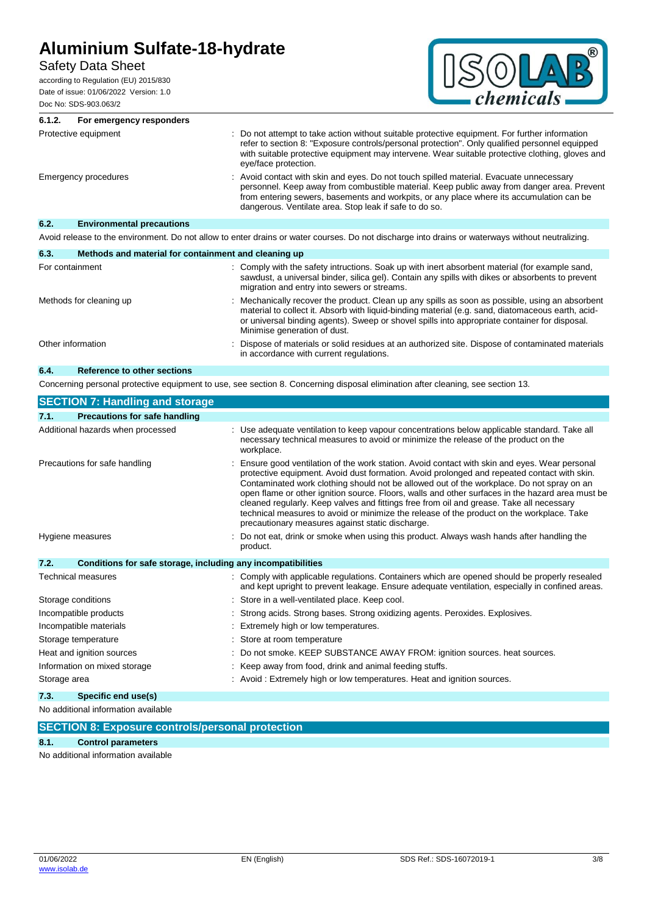#### 6.1.2. For emergency responders

| | |
|---|---|
| Protective equipment | : Do not attempt to take action without suitable protective equipment. For further information refer to section 8: "Exposure controls/personal protection". Only qualified personnel equipped with suitable protective equipment may intervene. Wear suitable protective clothing, gloves and eye/face protection. |
| Emergency procedures | : Avoid contact with skin and eyes. Do not touch spilled material. Evacuate unnecessary personnel. Keep away from combustible material. Keep public away from danger area. Prevent from entering sewers, basements and workpits, or any place where its accumulation can be dangerous. Ventilate area. Stop leak if safe to do so. |

### 6.2. Environmental precautions

Avoid release to the environment. Do not allow to enter drains or water courses. Do not discharge into drains or waterways without neutralizing.

### 6.3. Methods and material for containment and cleaning up

| | |
|---|---|
| For containment | : Comply with the safety intructions. Soak up with inert absorbent material (for example sand, sawdust, a universal binder, silica gel). Contain any spills with dikes or absorbents to prevent migration and entry into sewers or streams. |
| Methods for cleaning up | : Mechanically recover the product. Clean up any spills as soon as possible, using an absorbent material to collect it. Absorb with liquid-binding material (e.g. sand, diatomaceous earth, acid- or universal binding agents). Sweep or shovel spills into appropriate container for disposal. Minimise generation of dust. |
| Other information | : Dispose of materials or solid residues at an authorized site. Dispose of contaminated materials in accordance with current regulations. |

### 6.4. Reference to other sections

Concerning personal protective equipment to use, see section 8. Concerning disposal elimination after cleaning, see section 13.

## SECTION 7: Handling and storage

### 7.1. Precautions for safe handling

| | |
|---|---|
| Additional hazards when processed | : Use adequate ventilation to keep vapour concentrations below applicable standard. Take all necessary technical measures to avoid or minimize the release of the product on the workplace. |
| Precautions for safe handling | : Ensure good ventilation of the work station. Avoid contact with skin and eyes. Wear personal protective equipment. Avoid dust formation. Avoid prolonged and repeated contact with skin. Contaminated work clothing should not be allowed out of the workplace. Do not spray on an open flame or other ignition source. Floors, walls and other surfaces in the hazard area must be cleaned regularly. Keep valves and fittings free from oil and grease. Take all necessary technical measures to avoid or minimize the release of the product on the workplace. Take precautionary measures against static discharge. |
| Hygiene measures | : Do not eat, drink or smoke when using this product. Always wash hands after handling the product. |

### 7.2. Conditions for safe storage, including any incompatibilities

| | |
|---|---|
| Technical measures | : Comply with applicable regulations. Containers which are opened should be properly resealed and kept upright to prevent leakage. Ensure adequate ventilation, especially in confined areas. |
| Storage conditions | : Store in a well-ventilated place. Keep cool. |
| Incompatible products | : Strong acids. Strong bases. Strong oxidizing agents. Peroxides. Explosives. |
| Incompatible materials | : Extremely high or low temperatures. |
| Storage temperature | : Store at room temperature |
| Heat and ignition sources | : Do not smoke. KEEP SUBSTANCE AWAY FROM: ignition sources. heat sources. |
| Information on mixed storage | : Keep away from food, drink and animal feeding stuffs. |
| Storage area | : Avoid : Extremely high or low temperatures. Heat and ignition sources. |

### 7.3. Specific end use(s)

No additional information available

## SECTION 8: Exposure controls/personal protection

### 8.1. Control parameters

No additional information available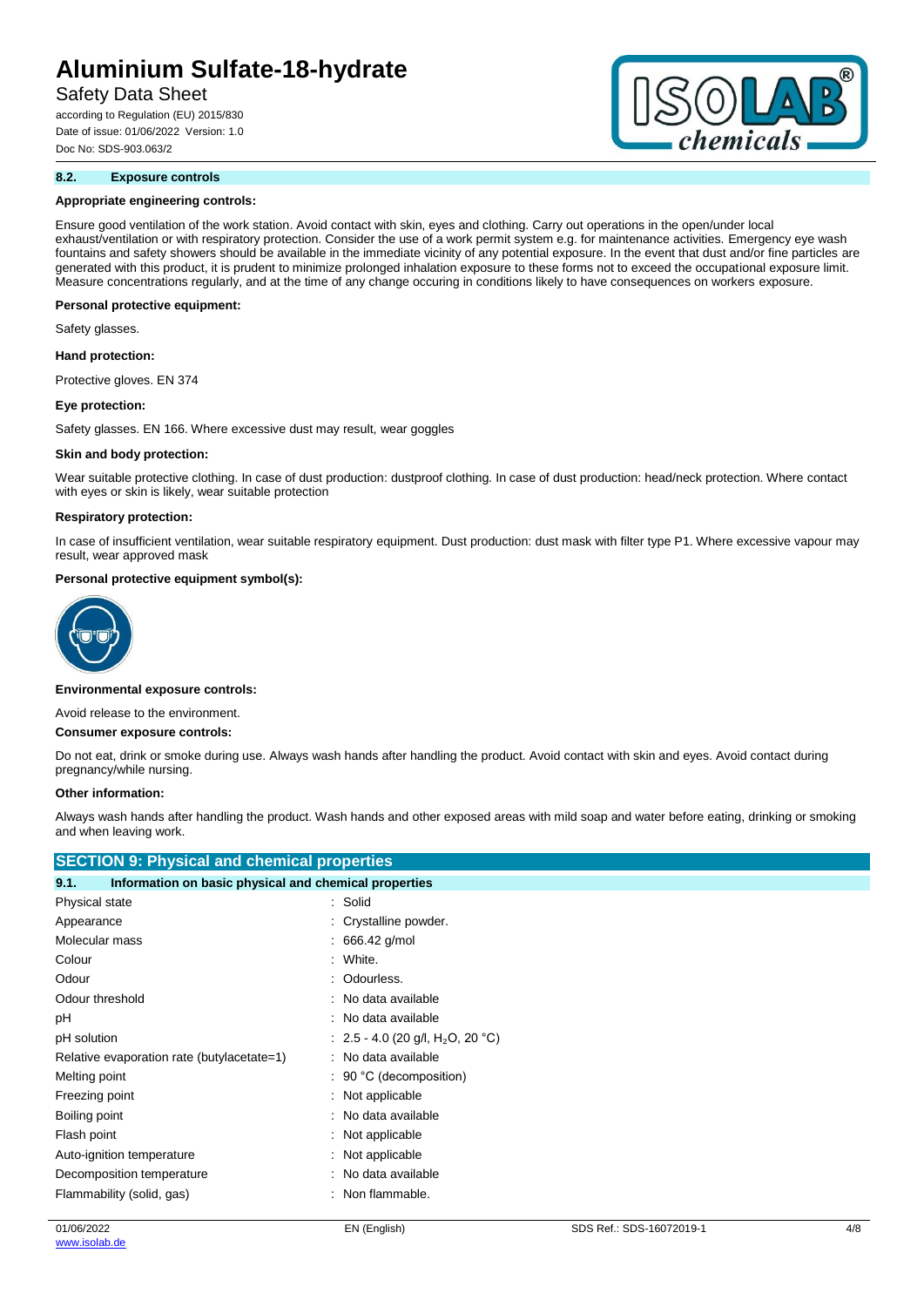### 8.2. Exposure controls

**Appropriate engineering controls:**

Ensure good ventilation of the work station. Avoid contact with skin, eyes and clothing. Carry out operations in the open/under local exhaust/ventilation or with respiratory protection. Consider the use of a work permit system e.g. for maintenance activities. Emergency eye wash fountains and safety showers should be available in the immediate vicinity of any potential exposure. In the event that dust and/or fine particles are generated with this product, it is prudent to minimize prolonged inhalation exposure to these forms not to exceed the occupational exposure limit. Measure concentrations regularly, and at the time of any change occuring in conditions likely to have consequences on workers exposure.

**Personal protective equipment:**

Safety glasses.

**Hand protection:**

Protective gloves. EN 374

**Eye protection:**

Safety glasses. EN 166. Where excessive dust may result, wear goggles

**Skin and body protection:**

Wear suitable protective clothing. In case of dust production: dustproof clothing. In case of dust production: head/neck protection. Where contact with eyes or skin is likely, wear suitable protection

**Respiratory protection:**

In case of insufficient ventilation, wear suitable respiratory equipment. Dust production: dust mask with filter type P1. Where excessive vapour may result, wear approved mask

**Personal protective equipment symbol(s):**

**Environmental exposure controls:**

Avoid release to the environment.

**Consumer exposure controls:**

Do not eat, drink or smoke during use. Always wash hands after handling the product. Avoid contact with skin and eyes. Avoid contact during pregnancy/while nursing.

**Other information:**

Always wash hands after handling the product. Wash hands and other exposed areas with mild soap and water before eating, drinking or smoking and when leaving work.

## SECTION 9: Physical and chemical properties

### 9.1. Information on basic physical and chemical properties

| | |
|---|---|
| Physical state | : Solid |
| Appearance | : Crystalline powder. |
| Molecular mass | : 666.42 g/mol |
| Colour | : White. |
| Odour | : Odourless. |
| Odour threshold | : No data available |
| pH | : No data available |
| pH solution | : 2.5 - 4.0 (20 g/l, $H_2O$, 20 °C) |
| Relative evaporation rate (butylacetate=1) | : No data available |
| Melting point | : 90 °C (decomposition) |
| Freezing point | : Not applicable |
| Boiling point | : No data available |
| Flash point | : Not applicable |
| Auto-ignition temperature | : Not applicable |
| Decomposition temperature | : No data available |
| Flammability (solid, gas) | : Non flammable. |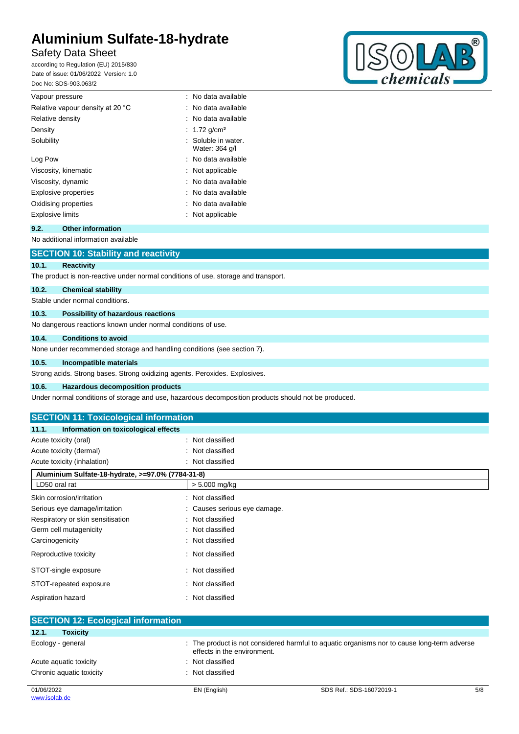| | |
|---|---|
| Vapour pressure | : No data available |
| Relative vapour density at 20 °C | : No data available |
| Relative density | : No data available |
| Density | : 1.72 g/cm³ |
| Solubility | : Soluble in water. Water: 364 g/l |
| Log Pow | : No data available |
| Viscosity, kinematic | : Not applicable |
| Viscosity, dynamic | : No data available |
| Explosive properties | : No data available |
| Oxidising properties | : No data available |
| Explosive limits | : Not applicable |

### 9.2. Other information

No additional information available

## SECTION 10: Stability and reactivity

### 10.1. Reactivity

The product is non-reactive under normal conditions of use, storage and transport.

### 10.2. Chemical stability

Stable under normal conditions.

### 10.3. Possibility of hazardous reactions

No dangerous reactions known under normal conditions of use.

### 10.4. Conditions to avoid

None under recommended storage and handling conditions (see section 7).

### 10.5. Incompatible materials

Strong acids. Strong bases. Strong oxidizing agents. Peroxides. Explosives.

### 10.6. Hazardous decomposition products

Under normal conditions of storage and use, hazardous decomposition products should not be produced.

## SECTION 11: Toxicological information

### 11.1. Information on toxicological effects

| | |
|---|---|
| Acute toxicity (oral) | : Not classified |
| Acute toxicity (dermal) | : Not classified |
| Acute toxicity (inhalation) | : Not classified |

| Aluminium Sulfate-18-hydrate, >=97.0% (7784-31-8) | |
|---|---|
| LD50 oral rat | > 5.000 mg/kg |

| | |
|---|---|
| Skin corrosion/irritation | : Not classified |
| Serious eye damage/irritation | : Causes serious eye damage. |
| Respiratory or skin sensitisation | : Not classified |
| Germ cell mutagenicity | : Not classified |
| Carcinogenicity | : Not classified |
| Reproductive toxicity | : Not classified |
| STOT-single exposure | : Not classified |
| STOT-repeated exposure | : Not classified |
| Aspiration hazard | : Not classified |

## SECTION 12: Ecological information

### 12.1. Toxicity

| | |
|---|---|
| Ecology - general | : The product is not considered harmful to aquatic organisms nor to cause long-term adverse effects in the environment. |
| Acute aquatic toxicity | : Not classified |
| Chronic aquatic toxicity | : Not classified |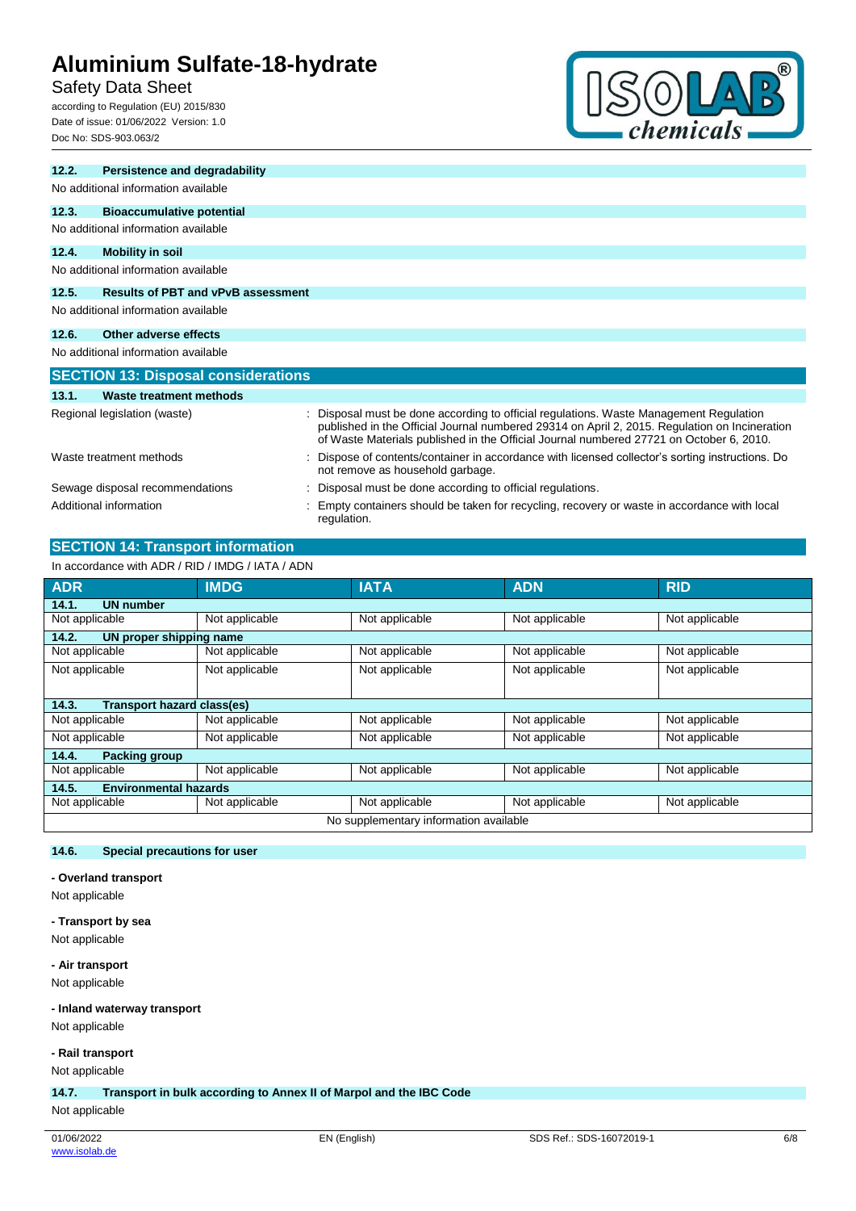### 12.2. Persistence and degradability

No additional information available

### 12.3. Bioaccumulative potential

No additional information available

### 12.4. Mobility in soil

No additional information available

### 12.5. Results of PBT and vPvB assessment

No additional information available

### 12.6. Other adverse effects

No additional information available

## SECTION 13: Disposal considerations

### 13.1. Waste treatment methods

| | |
|---|---|
| Regional legislation (waste) | : Disposal must be done according to official regulations. Waste Management Regulation published in the Official Journal numbered 29314 on April 2, 2015. Regulation on Incineration of Waste Materials published in the Official Journal numbered 27721 on October 6, 2010. |
| Waste treatment methods | : Dispose of contents/container in accordance with licensed collector's sorting instructions. Do not remove as household garbage. |
| Sewage disposal recommendations | : Disposal must be done according to official regulations. |
| Additional information | : Empty containers should be taken for recycling, recovery or waste in accordance with local regulation. |

## SECTION 14: Transport information

In accordance with ADR / RID / IMDG / IATA / ADN

| ADR | IMDG | IATA | ADN | RID |
|---|---|---|---|---|
| **14.1. UN number** | | | | |
| Not applicable | Not applicable | Not applicable | Not applicable | Not applicable |
| **14.2. UN proper shipping name** | | | | |
| Not applicable | Not applicable | Not applicable | Not applicable | Not applicable |
| Not applicable | Not applicable | Not applicable | Not applicable | Not applicable |
| **14.3. Transport hazard class(es)** | | | | |
| Not applicable | Not applicable | Not applicable | Not applicable | Not applicable |
| Not applicable | Not applicable | Not applicable | Not applicable | Not applicable |
| **14.4. Packing group** | | | | |
| Not applicable | Not applicable | Not applicable | Not applicable | Not applicable |
| **14.5. Environmental hazards** | | | | |
| Not applicable | Not applicable | Not applicable | Not applicable | Not applicable |
| No supplementary information available | | | | |

### 14.6. Special precautions for user

**- Overland transport**

Not applicable

**- Transport by sea**

Not applicable

**- Air transport**

Not applicable

**- Inland waterway transport**

Not applicable

**- Rail transport**

Not applicable

### 14.7. Transport in bulk according to Annex II of Marpol and the IBC Code

Not applicable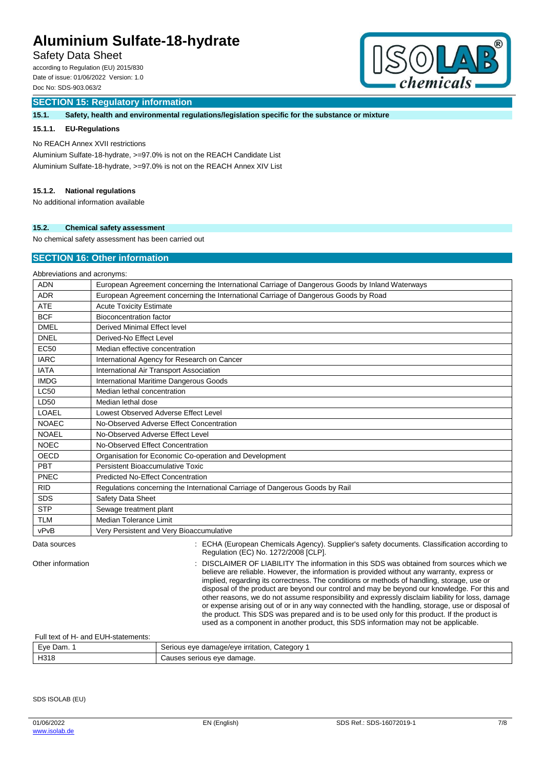## SECTION 15: Regulatory information

### 15.1. Safety, health and environmental regulations/legislation specific for the substance or mixture

#### 15.1.1. EU-Regulations

No REACH Annex XVII restrictions

Aluminium Sulfate-18-hydrate, >=97.0% is not on the REACH Candidate List

Aluminium Sulfate-18-hydrate, >=97.0% is not on the REACH Annex XIV List

#### 15.1.2. National regulations

No additional information available

### 15.2. Chemical safety assessment

No chemical safety assessment has been carried out

## SECTION 16: Other information

Abbreviations and acronyms:

| | |
|---|---|
| ADN | European Agreement concerning the International Carriage of Dangerous Goods by Inland Waterways |
| ADR | European Agreement concerning the International Carriage of Dangerous Goods by Road |
| ATE | Acute Toxicity Estimate |
| BCF | Bioconcentration factor |
| DMEL | Derived Minimal Effect level |
| DNEL | Derived-No Effect Level |
| EC50 | Median effective concentration |
| IARC | International Agency for Research on Cancer |
| IATA | International Air Transport Association |
| IMDG | International Maritime Dangerous Goods |
| LC50 | Median lethal concentration |
| LD50 | Median lethal dose |
| LOAEL | Lowest Observed Adverse Effect Level |
| NOAEC | No-Observed Adverse Effect Concentration |
| NOAEL | No-Observed Adverse Effect Level |
| NOEC | No-Observed Effect Concentration |
| OECD | Organisation for Economic Co-operation and Development |
| PBT | Persistent Bioaccumulative Toxic |
| PNEC | Predicted No-Effect Concentration |
| RID | Regulations concerning the International Carriage of Dangerous Goods by Rail |
| SDS | Safety Data Sheet |
| STP | Sewage treatment plant |
| TLM | Median Tolerance Limit |
| vPvB | Very Persistent and Very Bioaccumulative |

Data sources : ECHA (European Chemicals Agency). Supplier's safety documents. Classification according to Regulation (EC) No. 1272/2008 [CLP].

Other information : DISCLAIMER OF LIABILITY The information in this SDS was obtained from sources which we believe are reliable. However, the information is provided without any warranty, express or implied, regarding its correctness. The conditions or methods of handling, storage, use or disposal of the product are beyond our control and may be beyond our knowledge. For this and other reasons, we do not assume responsibility and expressly disclaim liability for loss, damage or expense arising out of or in any way connected with the handling, storage, use or disposal of the product. This SDS was prepared and is to be used only for this product. If the product is used as a component in another product, this SDS information may not be applicable.

Full text of H- and EUH-statements:

| | |
|---|---|
| Eye Dam. 1 | Serious eye damage/eye irritation, Category 1 |
| H318 | Causes serious eye damage. |

SDS ISOLAB (EU)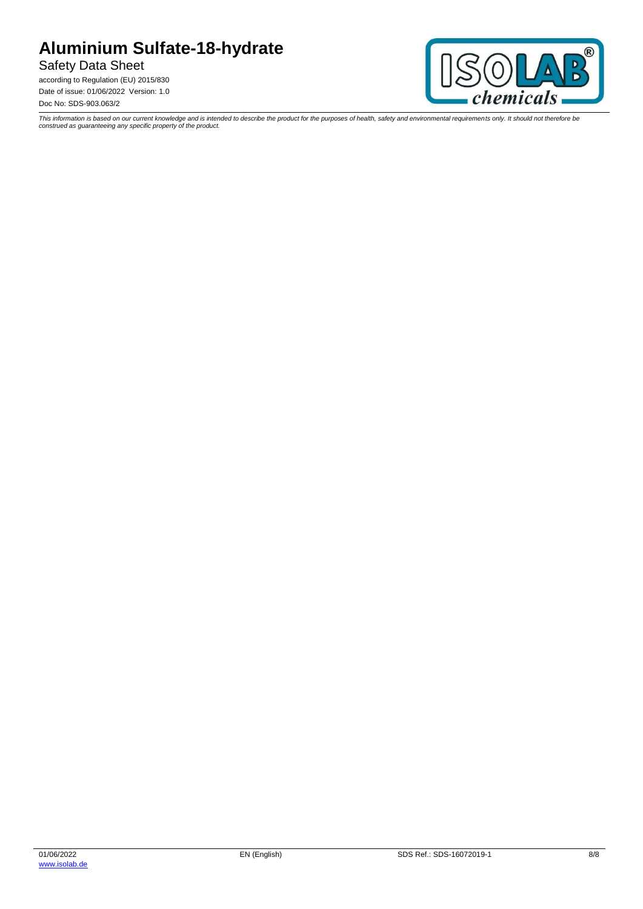*This information is based on our current knowledge and is intended to describe the product for the purposes of health, safety and environmental requirements only. It should not therefore be construed as guaranteeing any specific property of the product.*